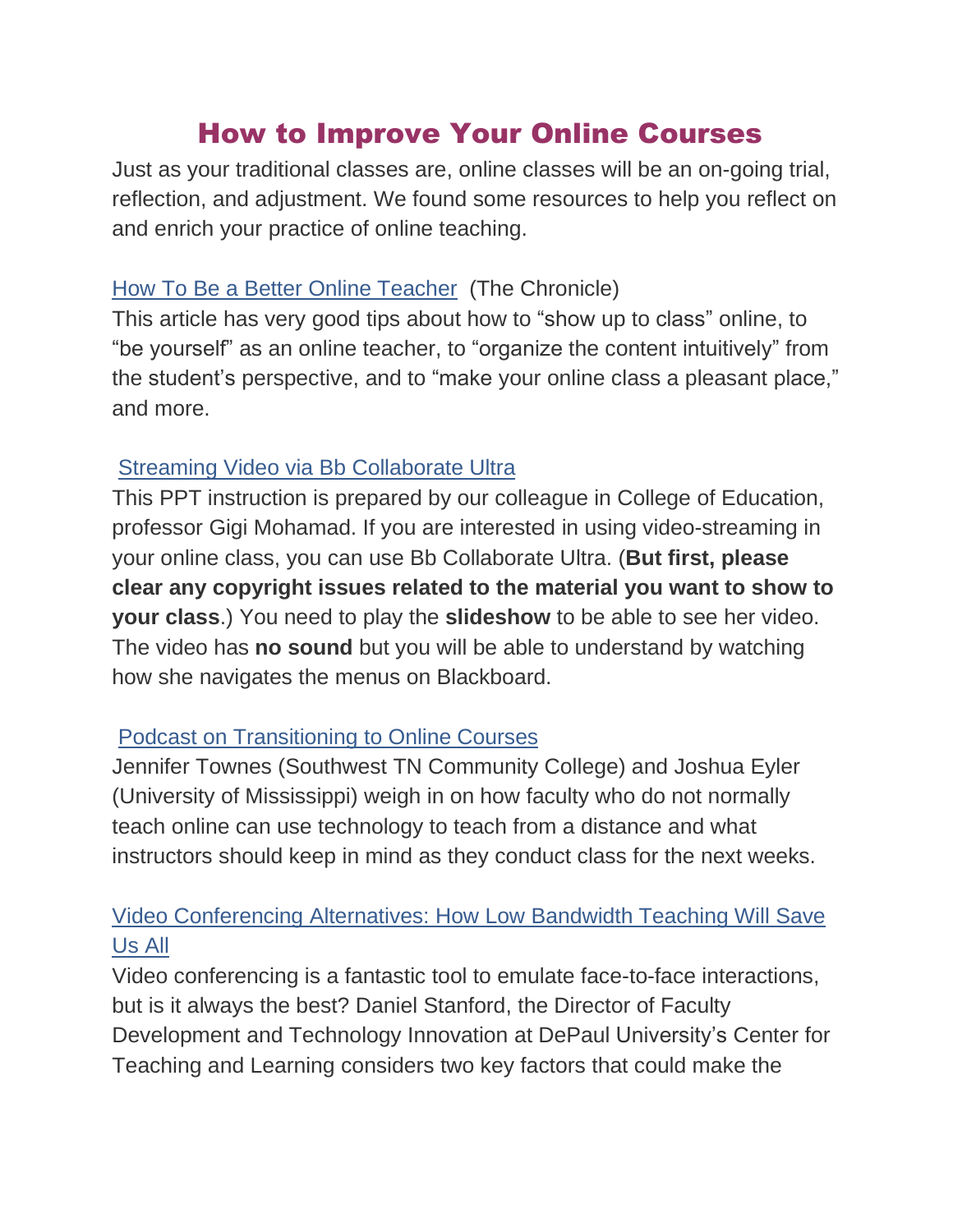# How to Improve Your Online Courses

Just as your traditional classes are, online classes will be an on-going trial, reflection, and adjustment. We found some resources to help you reflect on and enrich your practice of online teaching.

How To Be a Better Online Teacher (The Chronicle)
This article has very good tips about how to "show up to class" online, to "be yourself" as an online teacher, to "organize the content intuitively" from the student's perspective, and to "make your online class a pleasant place," and more.

Streaming Video via Bb Collaborate Ultra
This PPT instruction is prepared by our colleague in College of Education, professor Gigi Mohamad. If you are interested in using video-streaming in your online class, you can use Bb Collaborate Ultra. (**But first, please clear any copyright issues related to the material you want to show to your class**.) You need to play the **slideshow** to be able to see her video. The video has **no sound** but you will be able to understand by watching how she navigates the menus on Blackboard.

Podcast on Transitioning to Online Courses
Jennifer Townes (Southwest TN Community College) and Joshua Eyler (University of Mississippi) weigh in on how faculty who do not normally teach online can use technology to teach from a distance and what instructors should keep in mind as they conduct class for the next weeks.

Video Conferencing Alternatives: How Low Bandwidth Teaching Will Save Us All
Video conferencing is a fantastic tool to emulate face-to-face interactions, but is it always the best? Daniel Stanford, the Director of Faculty Development and Technology Innovation at DePaul University's Center for Teaching and Learning considers two key factors that could make the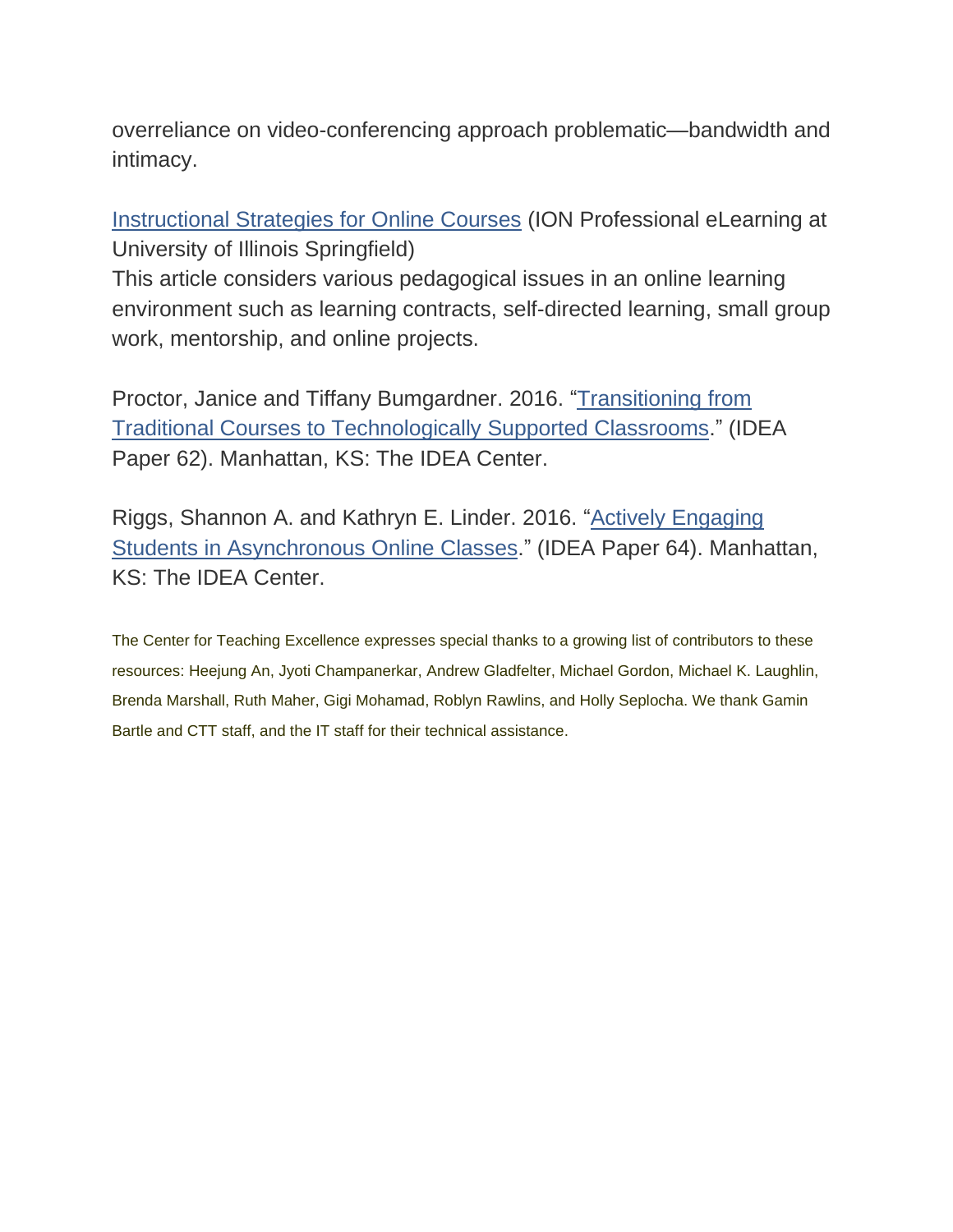overreliance on video-conferencing approach problematic—bandwidth and intimacy.

Instructional Strategies for Online Courses (ION Professional eLearning at University of Illinois Springfield)
This article considers various pedagogical issues in an online learning environment such as learning contracts, self-directed learning, small group work, mentorship, and online projects.

Proctor, Janice and Tiffany Bumgardner. 2016. "Transitioning from Traditional Courses to Technologically Supported Classrooms." (IDEA Paper 62). Manhattan, KS: The IDEA Center.

Riggs, Shannon A. and Kathryn E. Linder. 2016. "Actively Engaging Students in Asynchronous Online Classes." (IDEA Paper 64). Manhattan, KS: The IDEA Center.

The Center for Teaching Excellence expresses special thanks to a growing list of contributors to these resources: Heejung An, Jyoti Champanerkar, Andrew Gladfelter, Michael Gordon, Michael K. Laughlin, Brenda Marshall, Ruth Maher, Gigi Mohamad, Roblyn Rawlins, and Holly Seplocha. We thank Gamin Bartle and CTT staff, and the IT staff for their technical assistance.